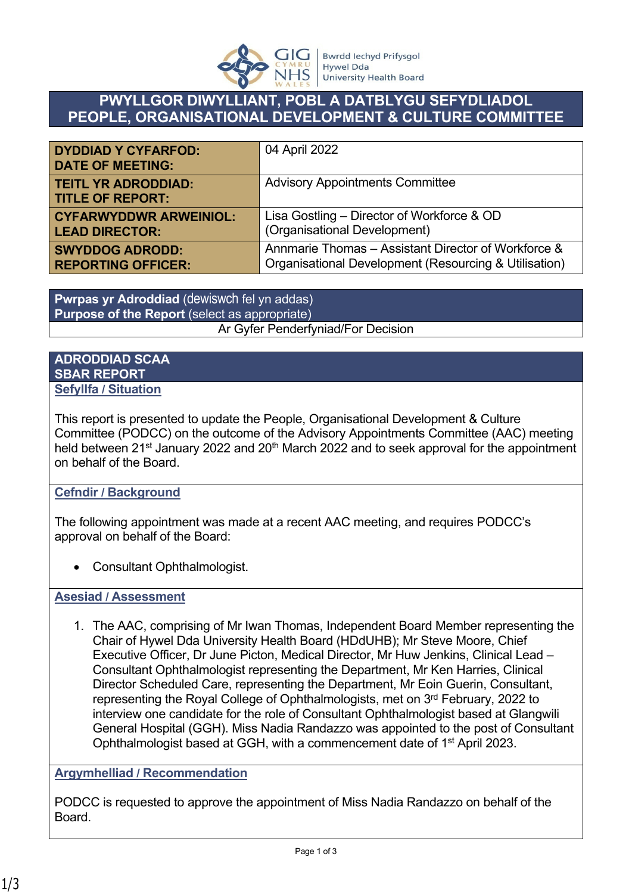# PWYLLGOR DIWYLLIANT, POBL A DATBLYGU SEFYDLIADOL
# PEOPLE, ORGANISATIONAL DEVELOPMENT & CULTURE COMMITTEE

| | |
|---|---|
| **DYDDIAD Y CYFARFOD: DATE OF MEETING:** | 04 April 2022 |
| **TEITL YR ADRODDIAD: TITLE OF REPORT:** | Advisory Appointments Committee |
| **CYFARWYDDWR ARWEINIOL: LEAD DIRECTOR:** | Lisa Gostling – Director of Workforce & OD (Organisational Development) |
| **SWYDDOG ADRODD: REPORTING OFFICER:** | Annmarie Thomas – Assistant Director of Workforce & Organisational Development (Resourcing & Utilisation) |

**Pwrpas yr Adroddiad** (dewiswch fel yn addas)
**Purpose of the Report** (select as appropriate)

Ar Gyfer Penderfyniad/For Decision

## ADRODDIAD SCAA
## SBAR REPORT

### Sefyllfa / Situation

This report is presented to update the People, Organisational Development & Culture Committee (PODCC) on the outcome of the Advisory Appointments Committee (AAC) meeting held between 21st January 2022 and 20th March 2022 and to seek approval for the appointment on behalf of the Board.

### Cefndir / Background

The following appointment was made at a recent AAC meeting, and requires PODCC's approval on behalf of the Board:

- Consultant Ophthalmologist.

### Asesiad / Assessment

1. The AAC, comprising of Mr Iwan Thomas, Independent Board Member representing the Chair of Hywel Dda University Health Board (HDdUHB); Mr Steve Moore, Chief Executive Officer, Dr June Picton, Medical Director, Mr Huw Jenkins, Clinical Lead – Consultant Ophthalmologist representing the Department, Mr Ken Harries, Clinical Director Scheduled Care, representing the Department, Mr Eoin Guerin, Consultant, representing the Royal College of Ophthalmologists, met on 3rd February, 2022 to interview one candidate for the role of Consultant Ophthalmologist based at Glangwili General Hospital (GGH). Miss Nadia Randazzo was appointed to the post of Consultant Ophthalmologist based at GGH, with a commencement date of 1st April 2023.

### Argymhelliad / Recommendation

PODCC is requested to approve the appointment of Miss Nadia Randazzo on behalf of the Board.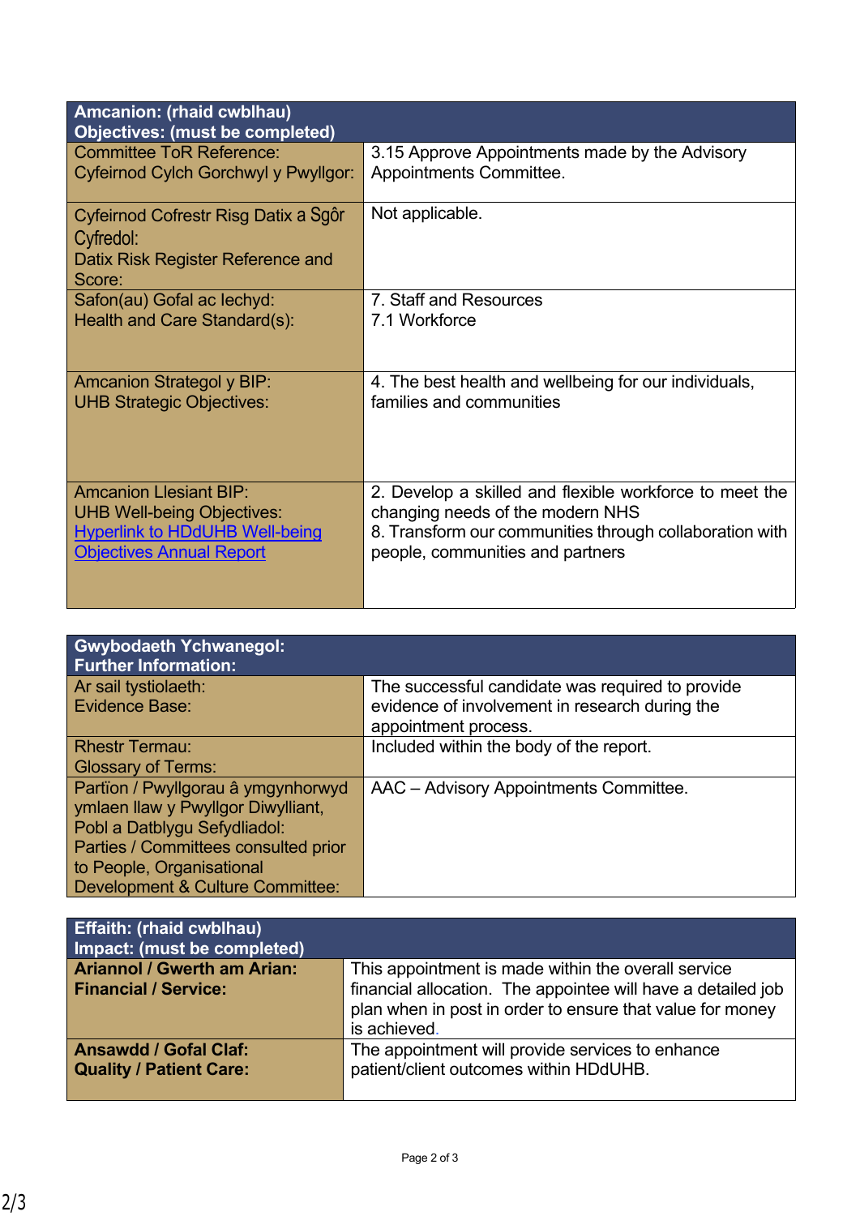| Amcanion: (rhaid cwblhau)<br>Objectives: (must be completed) | |
|---|---|
| Committee ToR Reference:<br>Cyfeirnod Cylch Gorchwyl y Pwyllgor: | 3.15 Approve Appointments made by the Advisory Appointments Committee. |
| Cyfeirnod Cofrestr Risg Datix a Sgôr Cyfredol:<br>Datix Risk Register Reference and Score: | Not applicable. |
| Safon(au) Gofal ac Iechyd:<br>Health and Care Standard(s): | 7. Staff and Resources<br>7.1 Workforce |
| Amcanion Strategol y BIP:<br>UHB Strategic Objectives: | 4. The best health and wellbeing for our individuals, families and communities |
| Amcanion Llesiant BIP:<br>UHB Well-being Objectives:<br>[Hyperlink to HDdUHB Well-being Objectives Annual Report] | 2. Develop a skilled and flexible workforce to meet the changing needs of the modern NHS<br>8. Transform our communities through collaboration with people, communities and partners |

| Gwybodaeth Ychwanegol:<br>Further Information: | |
|---|---|
| Ar sail tystiolaeth:<br>Evidence Base: | The successful candidate was required to provide evidence of involvement in research during the appointment process. |
| Rhestr Termau:<br>Glossary of Terms: | Included within the body of the report. |
| Partïon / Pwyllgorau â ymgynhorwyd ymlaen llaw y Pwyllgor Diwylliant, Pobl a Datblygu Sefydliadol:<br>Parties / Committees consulted prior to People, Organisational Development & Culture Committee: | AAC – Advisory Appointments Committee. |

| Effaith: (rhaid cwblhau)<br>Impact: (must be completed) | |
|---|---|
| **Ariannol / Gwerth am Arian:<br>Financial / Service:** | This appointment is made within the overall service financial allocation. The appointee will have a detailed job plan when in post in order to ensure that value for money is achieved. |
| **Ansawdd / Gofal Claf:<br>Quality / Patient Care:** | The appointment will provide services to enhance patient/client outcomes within HDdUHB. |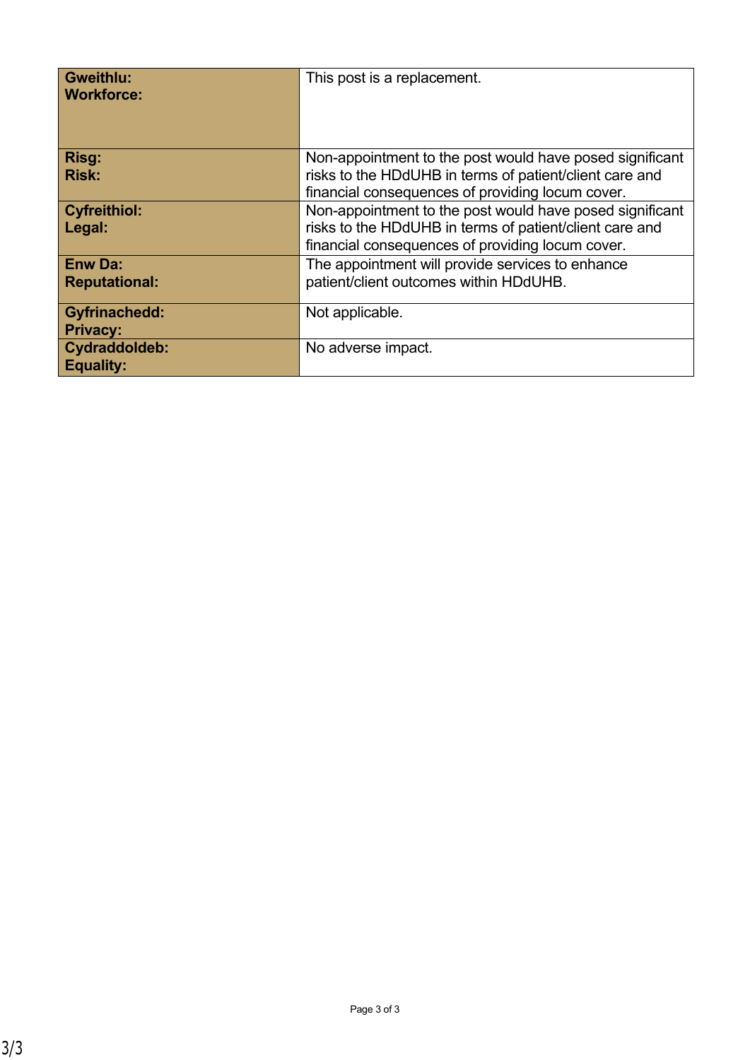| | |
|---|---|
| **Gweithlu:**<br>**Workforce:** | This post is a replacement. |
| **Risg:**<br>**Risk:** | Non-appointment to the post would have posed significant risks to the HDdUHB in terms of patient/client care and financial consequences of providing locum cover. |
| **Cyfreithiol:**<br>**Legal:** | Non-appointment to the post would have posed significant risks to the HDdUHB in terms of patient/client care and financial consequences of providing locum cover. |
| **Enw Da:**<br>**Reputational:** | The appointment will provide services to enhance patient/client outcomes within HDdUHB. |
| **Gyfrinachedd:**<br>**Privacy:** | Not applicable. |
| **Cydraddoldeb:**<br>**Equality:** | No adverse impact. |